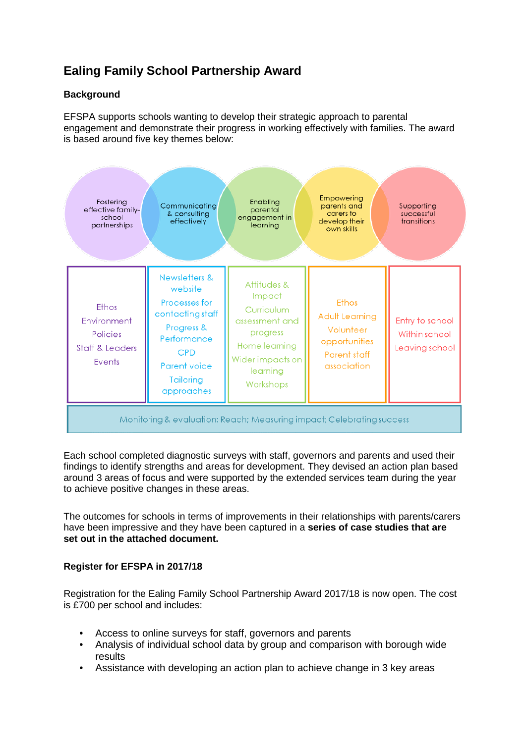# Ealing Family School Partnership Award

## Background

EFSPA supports schools wanting to develop their strategic approach to parental engagement and demonstrate their progress in working effectively with families. The award is based around five key themes below:

| Fostering effective family-school partnerships | Communicating & consulting effectively | Enabling parental engagement in learning | Empowering parents and carers to develop their own skills | Supporting successful transitions |
|---|---|---|---|---|
| Ethos<br>Environment<br>Policies<br>Staff & Leaders<br>Events | Newsletters & website<br>Processes for contacting staff<br>Progress & Performance<br>CPD<br>Parent voice<br>Tailoring approaches | Attitudes & Impact<br>Curriculum assessment and progress<br>Home learning<br>Wider impacts on learning<br>Workshops | Ethos<br>Adult Learning<br>Volunteer opportunities<br>Parent staff association | Entry to school<br>Within school<br>Leaving school |

Monitoring & evaluation: Reach; Measuring impact; Celebrating success

Each school completed diagnostic surveys with staff, governors and parents and used their findings to identify strengths and areas for development. They devised an action plan based around 3 areas of focus and were supported by the extended services team during the year to achieve positive changes in these areas.

The outcomes for schools in terms of improvements in their relationships with parents/carers have been impressive and they have been captured in a **series of case studies that are set out in the attached document.**

## Register for EFSPA in 2017/18

Registration for the Ealing Family School Partnership Award 2017/18 is now open. The cost is £700 per school and includes:

- Access to online surveys for staff, governors and parents
- Analysis of individual school data by group and comparison with borough wide results
- Assistance with developing an action plan to achieve change in 3 key areas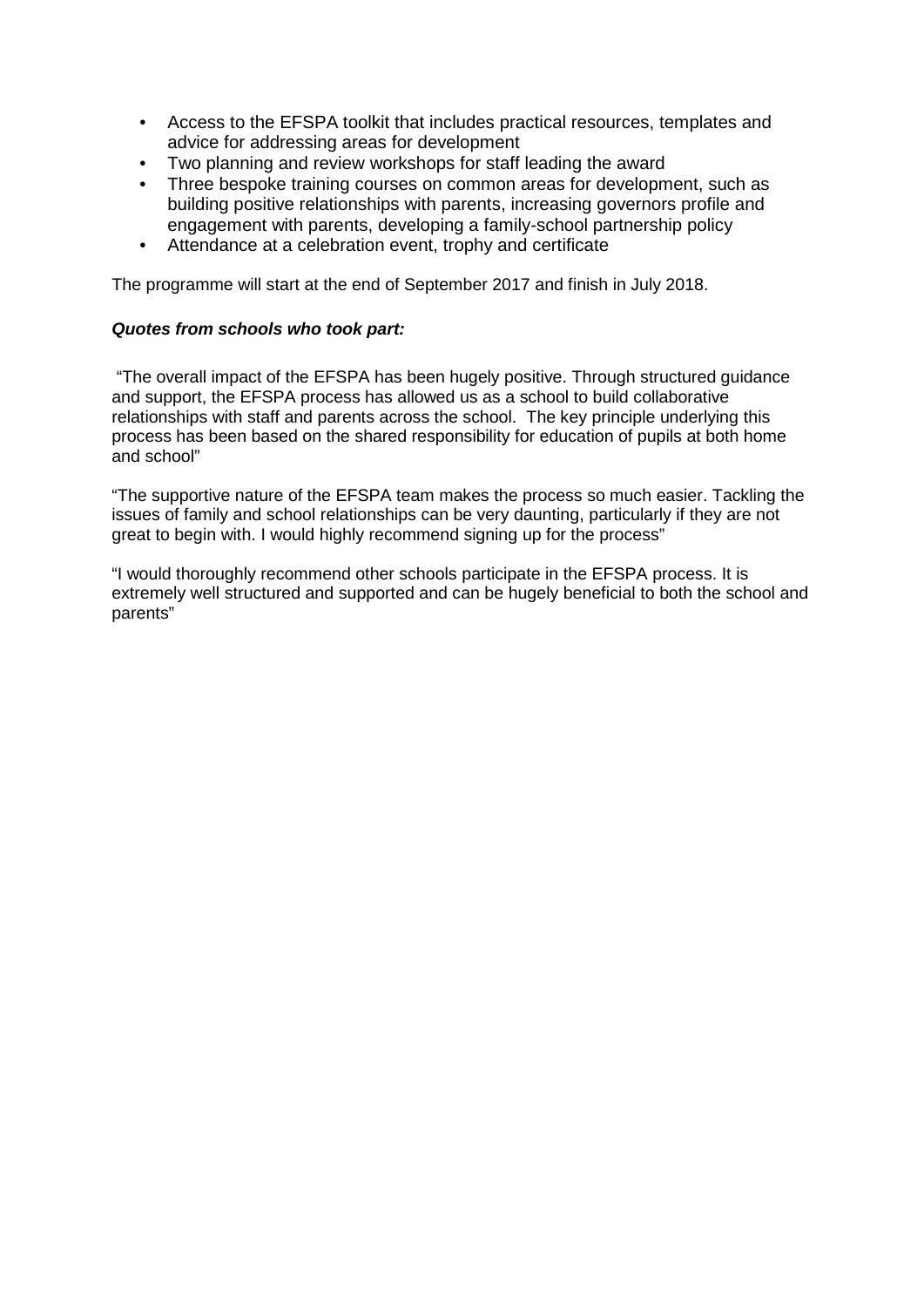- Access to the EFSPA toolkit that includes practical resources, templates and advice for addressing areas for development
- Two planning and review workshops for staff leading the award
- Three bespoke training courses on common areas for development, such as building positive relationships with parents, increasing governors profile and engagement with parents, developing a family-school partnership policy
- Attendance at a celebration event, trophy and certificate

The programme will start at the end of September 2017 and finish in July 2018.

***Quotes from schools who took part:***

"The overall impact of the EFSPA has been hugely positive. Through structured guidance and support, the EFSPA process has allowed us as a school to build collaborative relationships with staff and parents across the school. The key principle underlying this process has been based on the shared responsibility for education of pupils at both home and school"

"The supportive nature of the EFSPA team makes the process so much easier. Tackling the issues of family and school relationships can be very daunting, particularly if they are not great to begin with. I would highly recommend signing up for the process"

"I would thoroughly recommend other schools participate in the EFSPA process. It is extremely well structured and supported and can be hugely beneficial to both the school and parents"